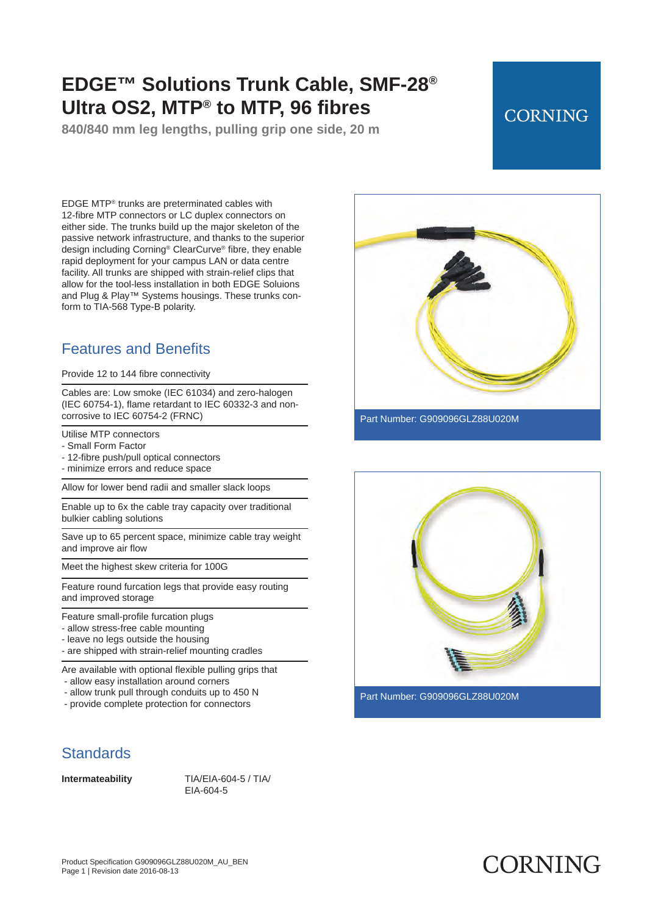# EDGE™ Solutions Trunk Cable, SMF-28® Ultra OS2, MTP® to MTP, 96 fibres

**840/840 mm leg lengths, pulling grip one side, 20 m**

CORNING

EDGE MTP® trunks are preterminated cables with 12-fibre MTP connectors or LC duplex connectors on either side. The trunks build up the major skeleton of the passive network infrastructure, and thanks to the superior design including Corning® ClearCurve® fibre, they enable rapid deployment for your campus LAN or data centre facility. All trunks are shipped with strain-relief clips that allow for the tool-less installation in both EDGE Soluions and Plug & Play™ Systems housings. These trunks conform to TIA-568 Type-B polarity.

Part Number: G909096GLZ88U020M

Part Number: G909096GLZ88U020M

## Features and Benefits

Provide 12 to 144 fibre connectivity

Cables are: Low smoke (IEC 61034) and zero-halogen (IEC 60754-1), flame retardant to IEC 60332-3 and non-corrosive to IEC 60754-2 (FRNC)

Utilise MTP connectors
- Small Form Factor
- 12-fibre push/pull optical connectors
- minimize errors and reduce space

Allow for lower bend radii and smaller slack loops

Enable up to 6x the cable tray capacity over traditional bulkier cabling solutions

Save up to 65 percent space, minimize cable tray weight and improve air flow

Meet the highest skew criteria for 100G

Feature round furcation legs that provide easy routing and improved storage

Feature small-profile furcation plugs
- allow stress-free cable mounting
- leave no legs outside the housing
- are shipped with strain-relief mounting cradles

Are available with optional flexible pulling grips that
- allow easy installation around corners
- allow trunk pull through conduits up to 450 N
- provide complete protection for connectors

## Standards

| | |
|---|---|
| **Intermateability** | TIA/EIA-604-5 / TIA/EIA-604-5 |

Product Specification G909096GLZ88U020M_AU_BEN
Revision date 2016-08-13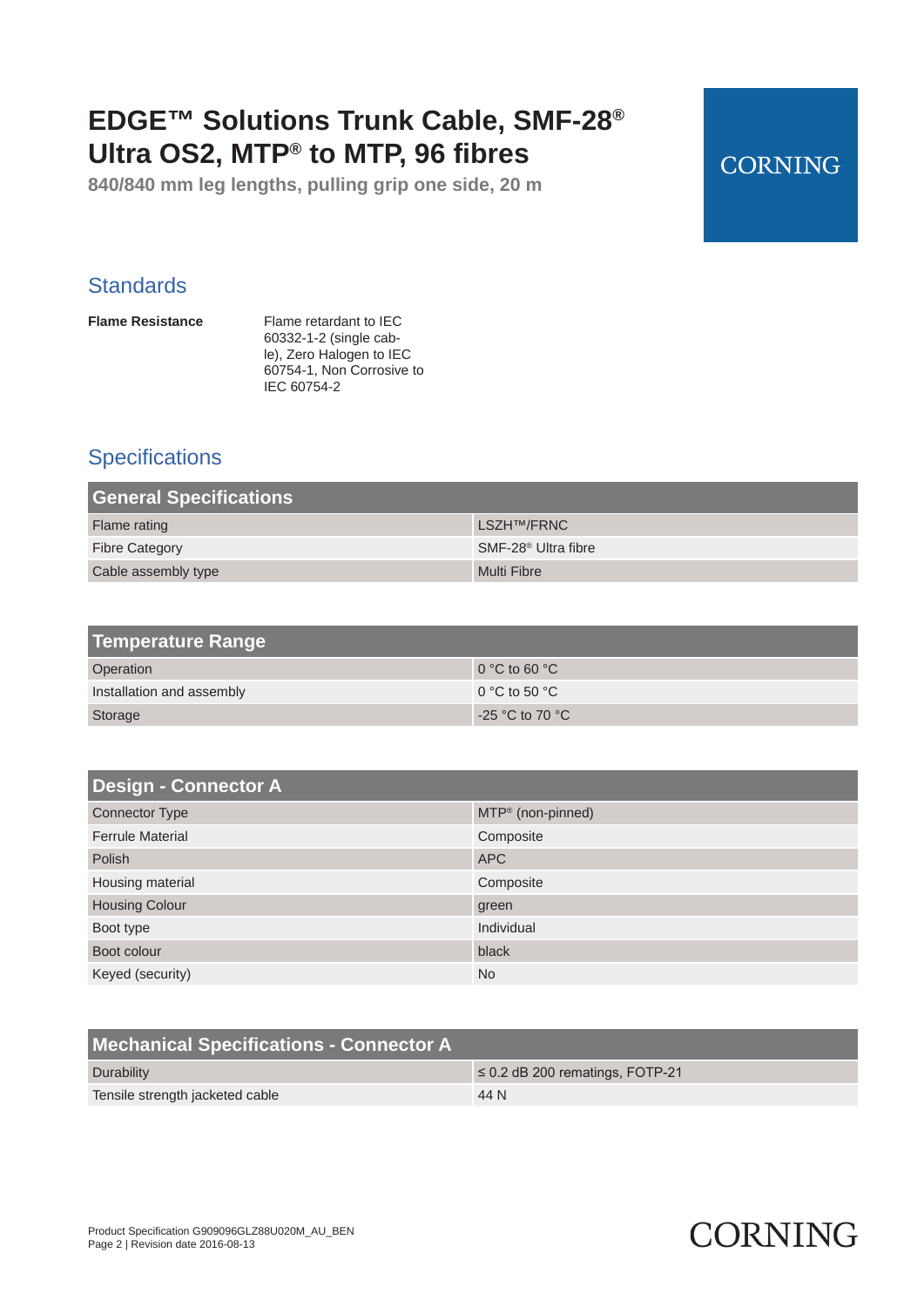# EDGE™ Solutions Trunk Cable, SMF-28® Ultra OS2, MTP® to MTP, 96 fibres

**840/840 mm leg lengths, pulling grip one side, 20 m**

## Standards

| | |
|---|---|
| **Flame Resistance** | Flame retardant to IEC 60332-1-2 (single cable), Zero Halogen to IEC 60754-1, Non Corrosive to IEC 60754-2 |

## Specifications

| General Specifications | |
|---|---|
| Flame rating | LSZH™/FRNC |
| Fibre Category | SMF-28® Ultra fibre |
| Cable assembly type | Multi Fibre |

| Temperature Range | |
|---|---|
| Operation | 0 °C to 60 °C |
| Installation and assembly | 0 °C to 50 °C |
| Storage | -25 °C to 70 °C |

| Design - Connector A | |
|---|---|
| Connector Type | MTP® (non-pinned) |
| Ferrule Material | Composite |
| Polish | APC |
| Housing material | Composite |
| Housing Colour | green |
| Boot type | Individual |
| Boot colour | black |
| Keyed (security) | No |

| Mechanical Specifications - Connector A | |
|---|---|
| Durability | ≤ 0.2 dB 200 rematings, FOTP-21 |
| Tensile strength jacketed cable | 44 N |

Product Specification G909096GLZ88U020M_AU_BEN
Revision date 2016-08-13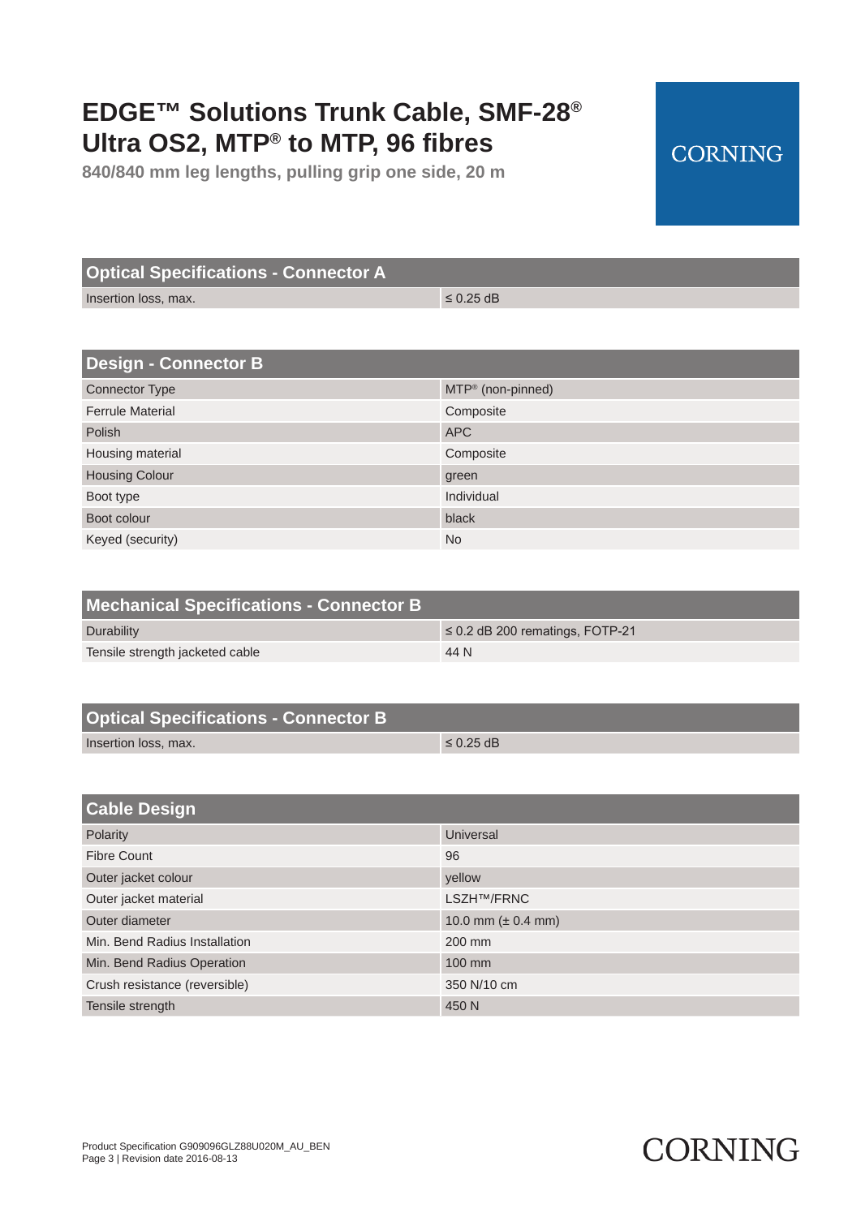# EDGE™ Solutions Trunk Cable, SMF-28® Ultra OS2, MTP® to MTP, 96 fibres

840/840 mm leg lengths, pulling grip one side, 20 m

CORNING

| Optical Specifications - Connector A | |
|---|---|
| Insertion loss, max. | ≤ 0.25 dB |

| Design - Connector B | |
|---|---|
| Connector Type | MTP® (non-pinned) |
| Ferrule Material | Composite |
| Polish | APC |
| Housing material | Composite |
| Housing Colour | green |
| Boot type | Individual |
| Boot colour | black |
| Keyed (security) | No |

| Mechanical Specifications - Connector B | |
|---|---|
| Durability | ≤ 0.2 dB 200 rematings, FOTP-21 |
| Tensile strength jacketed cable | 44 N |

| Optical Specifications - Connector B | |
|---|---|
| Insertion loss, max. | ≤ 0.25 dB |

| Cable Design | |
|---|---|
| Polarity | Universal |
| Fibre Count | 96 |
| Outer jacket colour | yellow |
| Outer jacket material | LSZH™/FRNC |
| Outer diameter | 10.0 mm (± 0.4 mm) |
| Min. Bend Radius Installation | 200 mm |
| Min. Bend Radius Operation | 100 mm |
| Crush resistance (reversible) | 350 N/10 cm |
| Tensile strength | 450 N |

Product Specification G909096GLZ88U020M_AU_BEN
Page 3 | Revision date 2016-08-13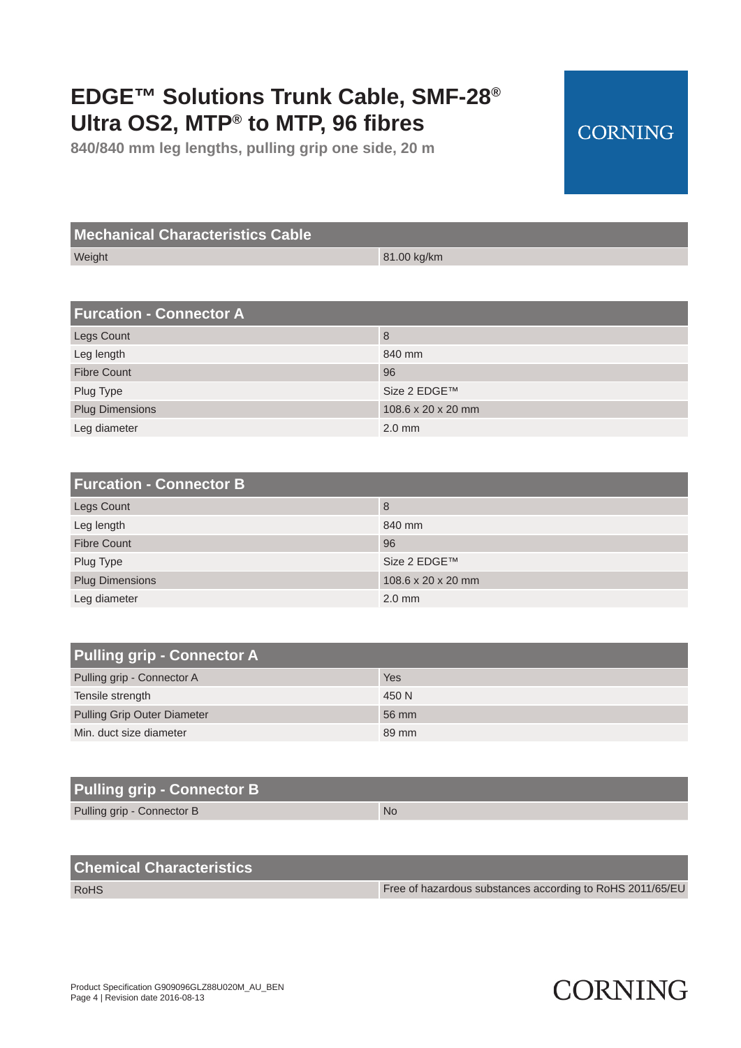# EDGE™ Solutions Trunk Cable, SMF-28® Ultra OS2, MTP® to MTP, 96 fibres

**840/840 mm leg lengths, pulling grip one side, 20 m**

CORNING

| Mechanical Characteristics Cable | |
|---|---|
| Weight | 81.00 kg/km |

| Furcation - Connector A | |
|---|---|
| Legs Count | 8 |
| Leg length | 840 mm |
| Fibre Count | 96 |
| Plug Type | Size 2 EDGE™ |
| Plug Dimensions | 108.6 x 20 x 20 mm |
| Leg diameter | 2.0 mm |

| Furcation - Connector B | |
|---|---|
| Legs Count | 8 |
| Leg length | 840 mm |
| Fibre Count | 96 |
| Plug Type | Size 2 EDGE™ |
| Plug Dimensions | 108.6 x 20 x 20 mm |
| Leg diameter | 2.0 mm |

| Pulling grip - Connector A | |
|---|---|
| Pulling grip - Connector A | Yes |
| Tensile strength | 450 N |
| Pulling Grip Outer Diameter | 56 mm |
| Min. duct size diameter | 89 mm |

| Pulling grip - Connector B | |
|---|---|
| Pulling grip - Connector B | No |

| Chemical Characteristics | |
|---|---|
| RoHS | Free of hazardous substances according to RoHS 2011/65/EU |

Product Specification G909096GLZ88U020M_AU_BEN
Page 4 | Revision date 2016-08-13

CORNING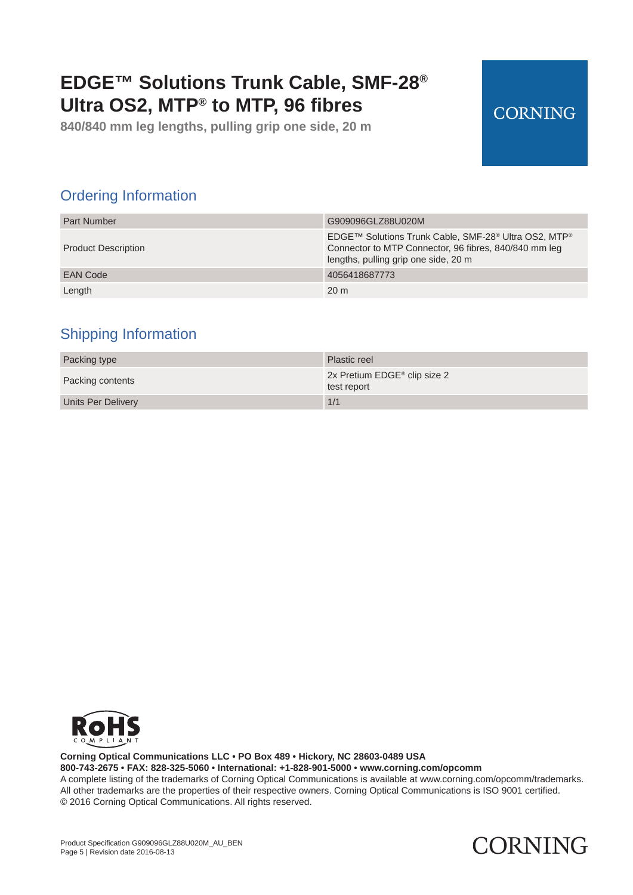# EDGE™ Solutions Trunk Cable, SMF-28® Ultra OS2, MTP® to MTP, 96 fibres

**840/840 mm leg lengths, pulling grip one side, 20 m**

CORNING

## Ordering Information

| | |
|---|---|
| Part Number | G909096GLZ88U020M |
| Product Description | EDGE™ Solutions Trunk Cable, SMF-28® Ultra OS2, MTP® Connector to MTP Connector, 96 fibres, 840/840 mm leg lengths, pulling grip one side, 20 m |
| EAN Code | 4056418687773 |
| Length | 20 m |

## Shipping Information

| | |
|---|---|
| Packing type | Plastic reel |
| Packing contents | 2x Pretium EDGE® clip size 2<br>test report |
| Units Per Delivery | 1/1 |

RoHS COMPLIANT

**Corning Optical Communications LLC • PO Box 489 • Hickory, NC 28603-0489 USA**
**800-743-2675 • FAX: 828-325-5060 • International: +1-828-901-5000 • www.corning.com/opcomm**
A complete listing of the trademarks of Corning Optical Communications is available at www.corning.com/opcomm/trademarks. All other trademarks are the properties of their respective owners. Corning Optical Communications is ISO 9001 certified.
© 2016 Corning Optical Communications. All rights reserved.

Product Specification G909096GLZ88U020M_AU_BEN
Page 5 | Revision date 2016-08-13

CORNING